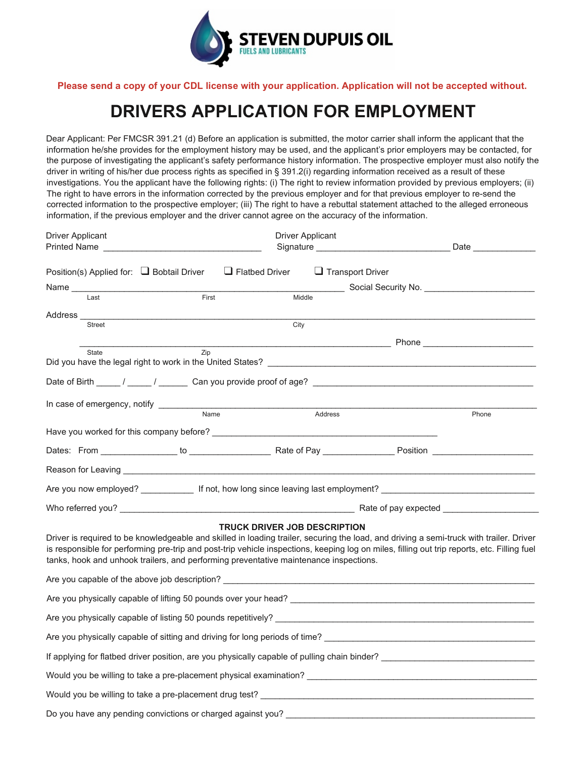**STEVEN DUPUIS OIL**
FUELS AND LUBRICANTS

**Please send a copy of your CDL license with your application. Application will not be accepted without.**

# DRIVERS APPLICATION FOR EMPLOYMENT

Dear Applicant: Per FMCSR 391.21 (d) Before an application is submitted, the motor carrier shall inform the applicant that the information he/she provides for the employment history may be used, and the applicant's prior employers may be contacted, for the purpose of investigating the applicant's safety performance history information. The prospective employer must also notify the driver in writing of his/her due process rights as specified in § 391.2(i) regarding information received as a result of these investigations. You the applicant have the following rights: (i) The right to review information provided by previous employers; (ii) The right to have errors in the information corrected by the previous employer and for that previous employer to re-send the corrected information to the prospective employer; (iii) The right to have a rebuttal statement attached to the alleged erroneous information, if the previous employer and the driver cannot agree on the accuracy of the information.

Driver Applicant Printed Name ________________________________ Driver Applicant Signature ___________________________ Date _____________

Position(s) Applied for: ❑ Bobtail Driver ❑ Flatbed Driver ❑ Transport Driver

Name ______________________________________________________ Social Security No. ______________________
Last First Middle

Address ___________________________________________________________________________________________
Street City

__________________________________________________________________ Phone ______________________
State Zip

Did you have the legal right to work in the United States? ________________________________________________________

Date of Birth _____ / _____ / ______ Can you provide proof of age? _____________________________________________

In case of emergency, notify ____________________________________________________________________________
Name Address Phone

Have you worked for this company before? _____________________________________________

Dates: From _______________ to ________________ Rate of Pay ______________ Position ____________________

Reason for Leaving _________________________________________________________________________________

Are you now employed? ___________ If not, how long since leaving last employment? ______________________________

Who referred you? ______________________________________________ Rate of pay expected ___________________

**TRUCK DRIVER JOB DESCRIPTION**

Driver is required to be knowledgeable and skilled in loading trailer, securing the load, and driving a semi-truck with trailer. Driver is responsible for performing pre-trip and post-trip vehicle inspections, keeping log on miles, filling out trip reports, etc. Filling fuel tanks, hook and unhook trailers, and performing preventative maintenance inspections.

Are you capable of the above job description? ______________________________________________________________

Are you physically capable of lifting 50 pounds over your head? ________________________________________________

Are you physically capable of listing 50 pounds repetitively? ___________________________________________________

Are you physically capable of sitting and driving for long periods of time? __________________________________________

If applying for flatbed driver position, are you physically capable of pulling chain binder? _______________________________

Would you be willing to take a pre-placement physical examination? _____________________________________________

Would you be willing to take a pre-placement drug test? _______________________________________________________

Do you have any pending convictions or charged against you? __________________________________________________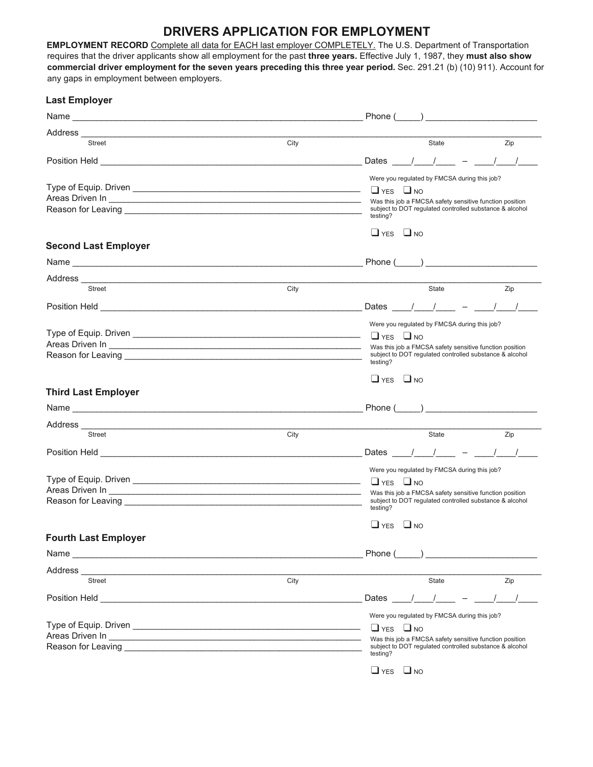# DRIVERS APPLICATION FOR EMPLOYMENT

**EMPLOYMENT RECORD** Complete all data for EACH last employer COMPLETELY. The U.S. Department of Transportation requires that the driver applicants show all employment for the past **three years.** Effective July 1, 1987, they **must also show commercial driver employment for the seven years preceding this three year period.** Sec. 291.21 (b) (10) 911). Account for any gaps in employment between employers.

## Last Employer

Name ____________________________________________ Phone (_____) ____________________

Address ______________________________________________________________________________
Street City State Zip

Position Held ________________________________________ Dates ____/____/____ – ____/____/____

Type of Equip. Driven ________________________________________

Areas Driven In ________________________________________

Reason for Leaving ________________________________________

Were you regulated by FMCSA during this job?

❑ YES ❑ NO

Was this job a FMCSA safety sensitive function position subject to DOT regulated controlled substance & alcohol testing?

❑ YES ❑ NO

## Second Last Employer

Name ____________________________________________ Phone (_____) ____________________

Address ______________________________________________________________________________
Street City State Zip

Position Held ________________________________________ Dates ____/____/____ – ____/____/____

Type of Equip. Driven ________________________________________

Areas Driven In ________________________________________

Reason for Leaving ________________________________________

Were you regulated by FMCSA during this job?

❑ YES ❑ NO

Was this job a FMCSA safety sensitive function position subject to DOT regulated controlled substance & alcohol testing?

❑ YES ❑ NO

## Third Last Employer

Name ____________________________________________ Phone (_____) ____________________

Address ______________________________________________________________________________
Street City State Zip

Position Held ________________________________________ Dates ____/____/____ – ____/____/____

Type of Equip. Driven ________________________________________

Areas Driven In ________________________________________

Reason for Leaving ________________________________________

Were you regulated by FMCSA during this job?

❑ YES ❑ NO

Was this job a FMCSA safety sensitive function position subject to DOT regulated controlled substance & alcohol testing?

❑ YES ❑ NO

## Fourth Last Employer

Name ____________________________________________ Phone (_____) ____________________

Address ______________________________________________________________________________
Street City State Zip

Position Held ________________________________________ Dates ____/____/____ – ____/____/____

Type of Equip. Driven ________________________________________

Areas Driven In ________________________________________

Reason for Leaving ________________________________________

Were you regulated by FMCSA during this job?

❑ YES ❑ NO

Was this job a FMCSA safety sensitive function position subject to DOT regulated controlled substance & alcohol testing?

❑ YES ❑ NO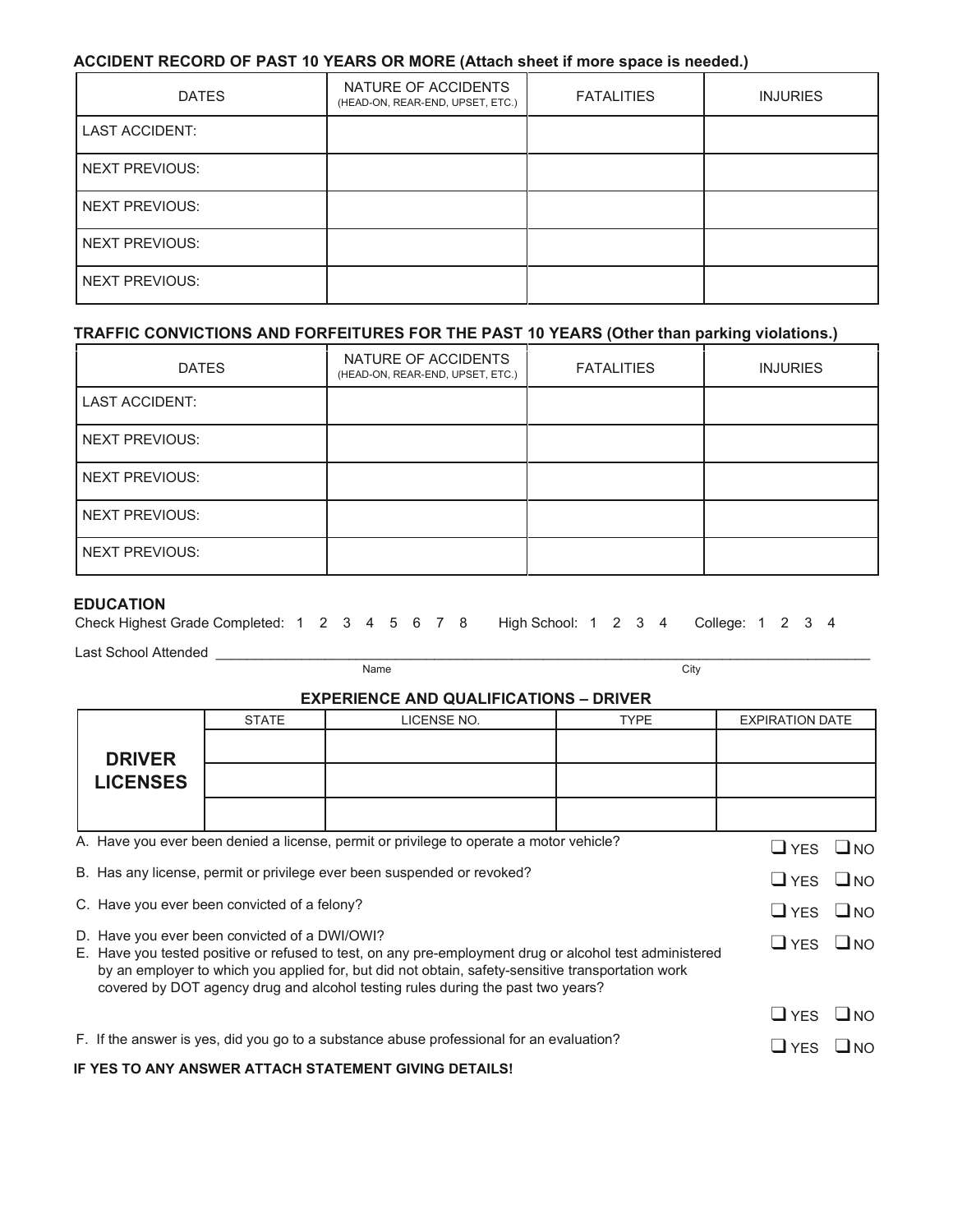**ACCIDENT RECORD OF PAST 10 YEARS OR MORE (Attach sheet if more space is needed.)**

| DATES | NATURE OF ACCIDENTS (HEAD-ON, REAR-END, UPSET, ETC.) | FATALITIES | INJURIES |
|---|---|---|---|
| LAST ACCIDENT: | | | |
| NEXT PREVIOUS: | | | |
| NEXT PREVIOUS: | | | |
| NEXT PREVIOUS: | | | |
| NEXT PREVIOUS: | | | |

**TRAFFIC CONVICTIONS AND FORFEITURES FOR THE PAST 10 YEARS (Other than parking violations.)**

| DATES | NATURE OF ACCIDENTS (HEAD-ON, REAR-END, UPSET, ETC.) | FATALITIES | INJURIES |
|---|---|---|---|
| LAST ACCIDENT: | | | |
| NEXT PREVIOUS: | | | |
| NEXT PREVIOUS: | | | |
| NEXT PREVIOUS: | | | |
| NEXT PREVIOUS: | | | |

**EDUCATION**

Check Highest Grade Completed: 1 2 3 4 5 6 7 8 High School: 1 2 3 4 College: 1 2 3 4

Last School Attended ________________________________________________
Name City

**EXPERIENCE AND QUALIFICATIONS – DRIVER**

| | STATE | LICENSE NO. | TYPE | EXPIRATION DATE |
|---|---|---|---|---|
| **DRIVER LICENSES** | | | | |
| | | | | |
| | | | | |

A. Have you ever been denied a license, permit or privilege to operate a motor vehicle? ❑ YES ❑ NO

B. Has any license, permit or privilege ever been suspended or revoked? ❑ YES ❑ NO

C. Have you ever been convicted of a felony? ❑ YES ❑ NO

D. Have you ever been convicted of a DWI/OWI? ❑ YES ❑ NO

E. Have you tested positive or refused to test, on any pre-employment drug or alcohol test administered by an employer to which you applied for, but did not obtain, safety-sensitive transportation work covered by DOT agency drug and alcohol testing rules during the past two years? ❑ YES ❑ NO

F. If the answer is yes, did you go to a substance abuse professional for an evaluation? ❑ YES ❑ NO

**IF YES TO ANY ANSWER ATTACH STATEMENT GIVING DETAILS!**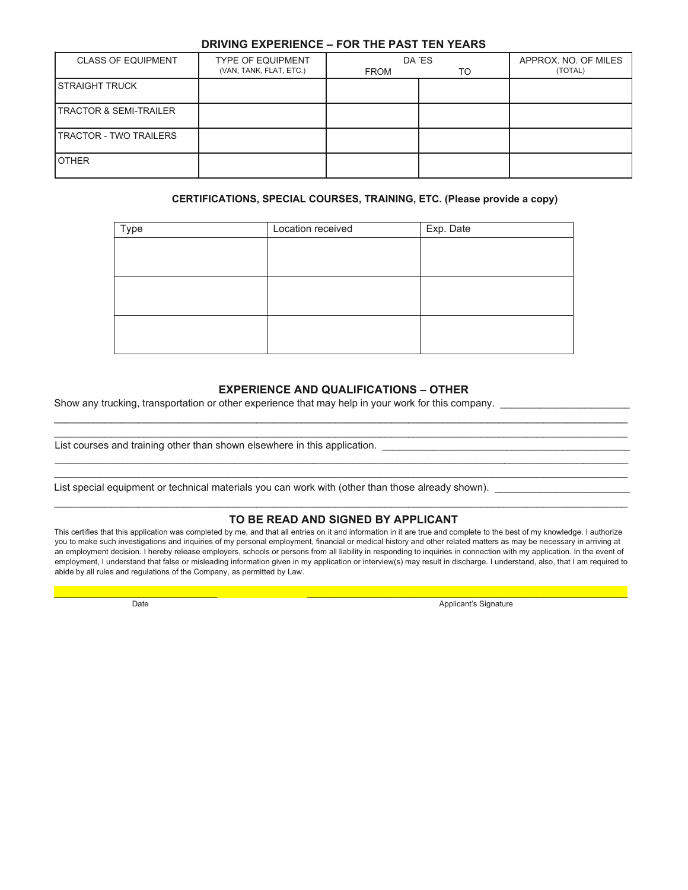## DRIVING EXPERIENCE – FOR THE PAST TEN YEARS

| CLASS OF EQUIPMENT | TYPE OF EQUIPMENT (VAN, TANK, FLAT, ETC.) | DATES | | APPROX. NO. OF MILES (TOTAL) |
|---|---|---|---|---|
| | | FROM | TO | |
| STRAIGHT TRUCK | | | | |
| TRACTOR & SEMI-TRAILER | | | | |
| TRACTOR - TWO TRAILERS | | | | |
| OTHER | | | | |

**CERTIFICATIONS, SPECIAL COURSES, TRAINING, ETC. (Please provide a copy)**

| Type | Location received | Exp. Date |
|---|---|---|
| | | |
| | | |
| | | |

## EXPERIENCE AND QUALIFICATIONS – OTHER

Show any trucking, transportation or other experience that may help in your work for this company. ______________________

________________________________________________________________________________________________

________________________________________________________________________________________________

List courses and training other than shown elsewhere in this application. ____________________________________________

________________________________________________________________________________________________

________________________________________________________________________________________________

List special equipment or technical materials you can work with (other than those already shown). _______________________

________________________________________________________________________________________________

## TO BE READ AND SIGNED BY APPLICANT

This certifies that this application was completed by me, and that all entries on it and information in it are true and complete to the best of my knowledge. I authorize you to make such investigations and inquiries of my personal employment, financial or medical history and other related matters as may be necessary in arriving at an employment decision. I hereby release employers, schools or persons from all liability in responding to inquiries in connection with my application. In the event of employment, I understand that false or misleading information given in my application or interview(s) may result in discharge. I understand, also, that I am required to abide by all rules and regulations of the Company, as permitted by Law.

______________________________ ______________________________________________________

Date Applicant's Signature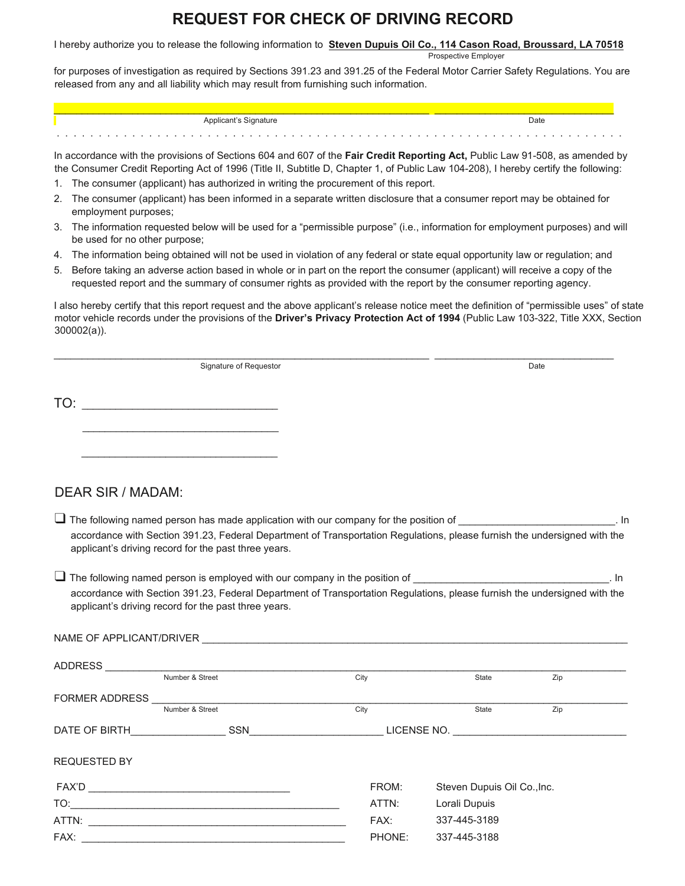# REQUEST FOR CHECK OF DRIVING RECORD

I hereby authorize you to release the following information to **Steven Dupuis Oil Co., 114 Cason Road, Broussard, LA 70518**
Prospective Employer

for purposes of investigation as required by Sections 391.23 and 391.25 of the Federal Motor Carrier Safety Regulations. You are released from any and all liability which may result from furnishing such information.

_______________________________________________ _______________________
Applicant's Signature Date

In accordance with the provisions of Sections 604 and 607 of the **Fair Credit Reporting Act,** Public Law 91-508, as amended by the Consumer Credit Reporting Act of 1996 (Title II, Subtitle D, Chapter 1, of Public Law 104-208), I hereby certify the following:

1. The consumer (applicant) has authorized in writing the procurement of this report.
2. The consumer (applicant) has been informed in a separate written disclosure that a consumer report may be obtained for employment purposes;
3. The information requested below will be used for a "permissible purpose" (i.e., information for employment purposes) and will be used for no other purpose;
4. The information being obtained will not be used in violation of any federal or state equal opportunity law or regulation; and
5. Before taking an adverse action based in whole or in part on the report the consumer (applicant) will receive a copy of the requested report and the summary of consumer rights as provided with the report by the consumer reporting agency.

I also hereby certify that this report request and the above applicant's release notice meet the definition of "permissible uses" of state motor vehicle records under the provisions of the **Driver's Privacy Protection Act of 1994** (Public Law 103-322, Title XXX, Section 300002(a)).

_______________________________________________ _______________________
Signature of Requestor Date

TO: ______________________________

______________________________

______________________________

DEAR SIR / MADAM:

☐ The following named person has made application with our company for the position of ___________________________. In accordance with Section 391.23, Federal Department of Transportation Regulations, please furnish the undersigned with the applicant's driving record for the past three years.

☐ The following named person is employed with our company in the position of _________________________________. In accordance with Section 391.23, Federal Department of Transportation Regulations, please furnish the undersigned with the applicant's driving record for the past three years.

NAME OF APPLICANT/DRIVER ___________________________________________________________

ADDRESS ___________________________________________________________
Number & Street City State Zip

FORMER ADDRESS ___________________________________________________________
Number & Street City State Zip

DATE OF BIRTH________________ SSN______________________ LICENSE NO. ______________________________

REQUESTED BY

| | | | |
|---|---|---|---|
| FAX'D ___________________________ | | FROM: | Steven Dupuis Oil Co.,Inc. |
| TO: ___________________________ | | ATTN: | Lorali Dupuis |
| ATTN: ___________________________ | | FAX: | 337-445-3189 |
| FAX: ___________________________ | | PHONE: | 337-445-3188 |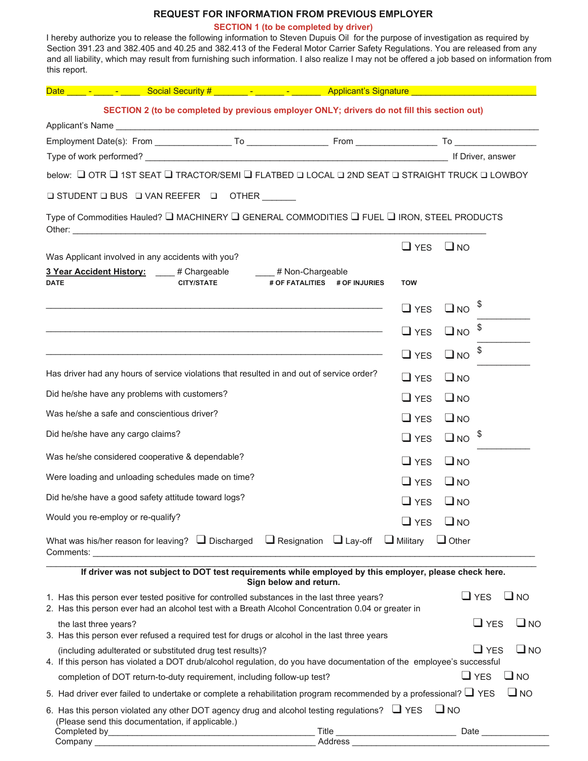# REQUEST FOR INFORMATION FROM PREVIOUS EMPLOYER

## SECTION 1 (to be completed by driver)

I hereby authorize you to release the following information to Steven Dupuis Oil for the purpose of investigation as required by Section 391.23 and 382.405 and 40.25 and 382.413 of the Federal Motor Carrier Safety Regulations. You are released from any and all liability, which may result from furnishing such information. I also realize I may not be offered a job based on information from this report.

Date ____ - ____ - ____ Social Security # _______ - ______ - ______ Applicant's Signature _________________________

## SECTION 2 (to be completed by previous employer ONLY; drivers do not fill this section out)

Applicant's Name ___________________________________________________________________________________

Employment Date(s): From _______________ To ________________ From ________________ To ________________

Type of work performed? ____________________________________________________________ If Driver, answer below: ❑ OTR ❑ 1ST SEAT ❑ TRACTOR/SEMI ❑ FLATBED ❑ LOCAL ❑ 2ND SEAT ❑ STRAIGHT TRUCK ❑ LOWBOY ❑ STUDENT ❑ BUS ❑ VAN REEFER ❑ OTHER _______

Type of Commodities Hauled? ❑ MACHINERY ❑ GENERAL COMMODITIES ❑ FUEL ❑ IRON, STEEL PRODUCTS

Other: ____________________________________________________________________________________

Was Applicant involved in any accidents with you? ❑ YES ❑ NO

**3 Year Accident History:** ____ # Chargeable ____ # Non-Chargeable

| DATE | CITY/STATE | # OF FATALITIES | # OF INJURIES | TOW | |
|---|---|---|---|---|---|
| | | | | ❑ YES ❑ NO | $ ________ |
| | | | | ❑ YES ❑ NO | $ ________ |
| | | | | ❑ YES ❑ NO | $ ________ |

Has driver had any hours of service violations that resulted in and out of service order? ❑ YES ❑ NO

Did he/she have any problems with customers? ❑ YES ❑ NO

Was he/she a safe and conscientious driver? ❑ YES ❑ NO

Did he/she have any cargo claims? ❑ YES ❑ NO $ ________

Was he/she considered cooperative & dependable? ❑ YES ❑ NO

Were loading and unloading schedules made on time? ❑ YES ❑ NO

Did he/she have a good safety attitude toward logs? ❑ YES ❑ NO

Would you re-employ or re-qualify? ❑ YES ❑ NO

What was his/her reason for leaving? ❑ Discharged ❑ Resignation ❑ Lay-off ❑ Military ❑ Other

Comments: ____________________________________________________________________________________

**If driver was not subject to DOT test requirements while employed by this employer, please check here. Sign below and return.**

1. Has this person ever tested positive for controlled substances in the last three years? ❑ YES ❑ NO
2. Has this person ever had an alcohol test with a Breath Alcohol Concentration 0.04 or greater in the last three years? ❑ YES ❑ NO
3. Has this person ever refused a required test for drugs or alcohol in the last three years (including adulterated or substituted drug test results)? ❑ YES ❑ NO
4. If this person has violated a DOT drub/alcohol regulation, do you have documentation of the employee's successful completion of DOT return-to-duty requirement, including follow-up test? ❑ YES ❑ NO
5. Had driver ever failed to undertake or complete a rehabilitation program recommended by a professional? ❑ YES ❑ NO
6. Has this person violated any other DOT agency drug and alcohol testing regulations? ❑ YES ❑ NO
   (Please send this documentation, if applicable.)

Completed by________________________________________ Title ________________________ Date ______________

Company ____________________________________________ Address __________________________________________